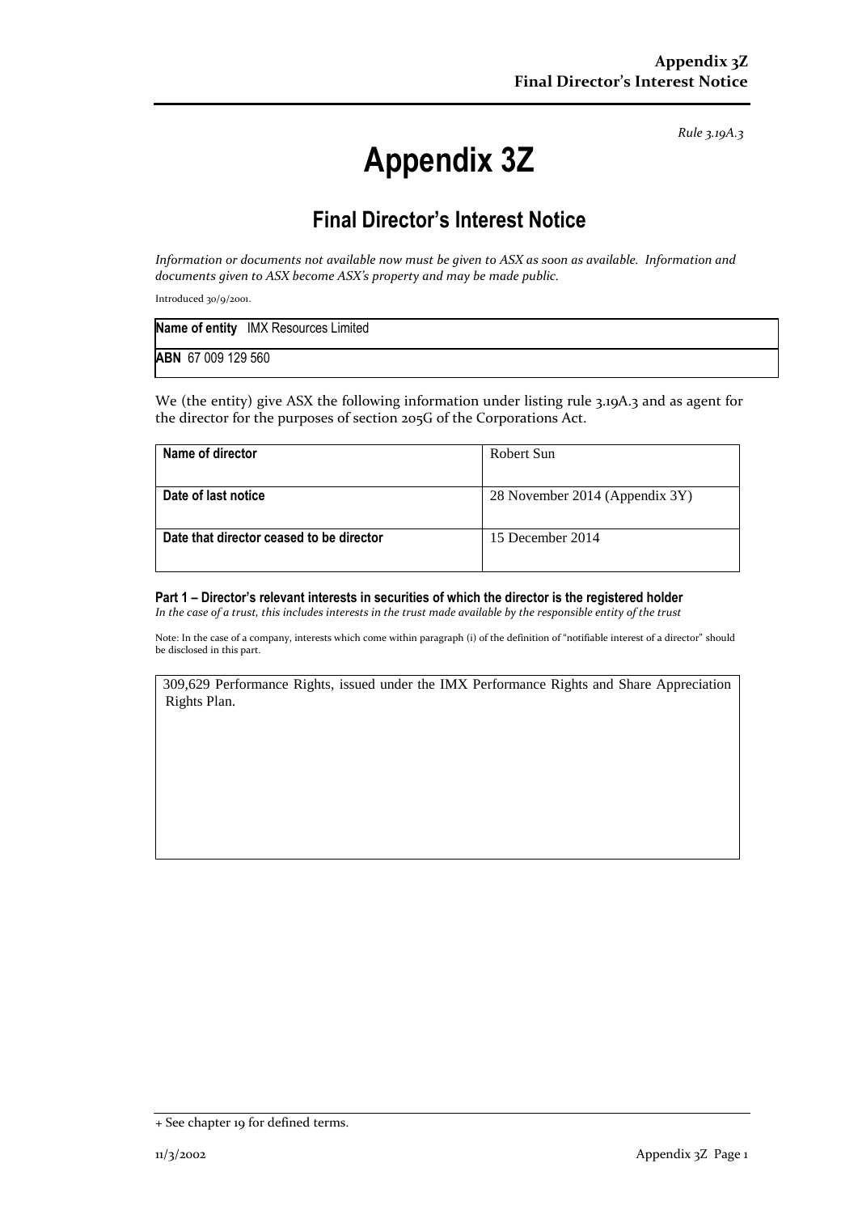*Rule 3.19A.3*

# Appendix 3Z

## Final Director's Interest Notice

*Information or documents not available now must be given to ASX as soon as available. Information and documents given to ASX become ASX's property and may be made public.*

Introduced 30/9/2001.

| **Name of entity** IMX Resources Limited |
|---|
| **ABN** 67 009 129 560 |

We (the entity) give ASX the following information under listing rule 3.19A.3 and as agent for the director for the purposes of section 205G of the Corporations Act.

| | |
|---|---|
| **Name of director** | Robert Sun |
| **Date of last notice** | 28 November 2014 (Appendix 3Y) |
| **Date that director ceased to be director** | 15 December 2014 |

**Part 1 – Director's relevant interests in securities of which the director is the registered holder**
*In the case of a trust, this includes interests in the trust made available by the responsible entity of the trust*

Note: In the case of a company, interests which come within paragraph (i) of the definition of "notifiable interest of a director" should be disclosed in this part.

| |
|---|
| 309,629 Performance Rights, issued under the IMX Performance Rights and Share Appreciation Rights Plan. |

+ See chapter 19 for defined terms.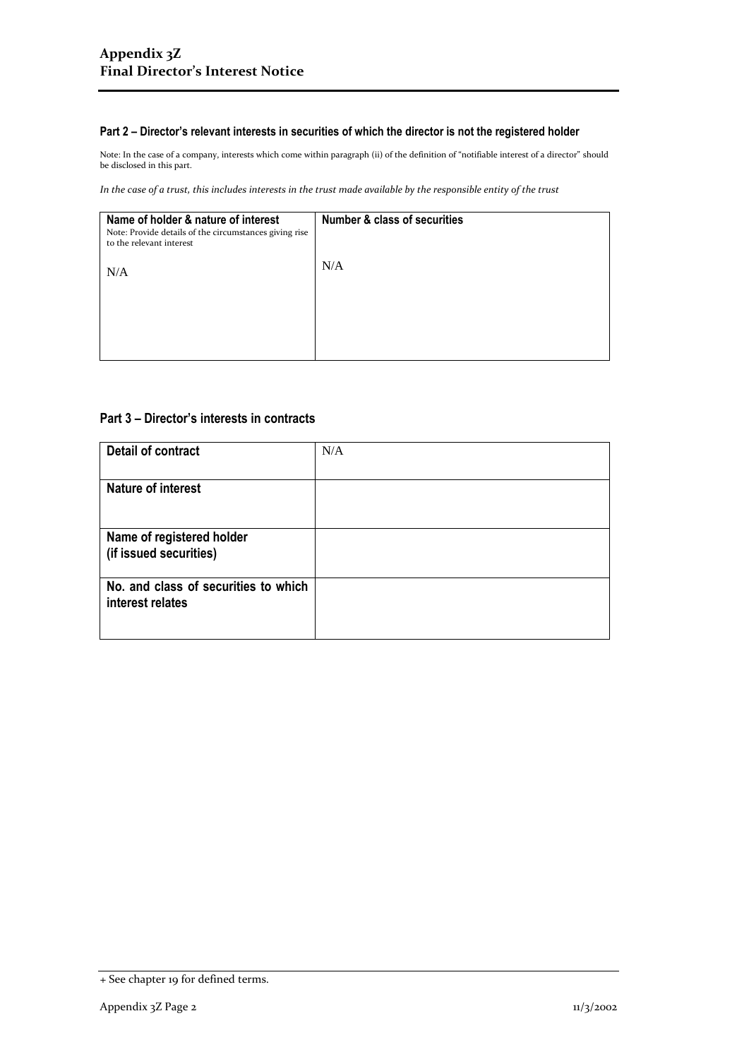## Part 2 – Director's relevant interests in securities of which the director is not the registered holder

Note: In the case of a company, interests which come within paragraph (ii) of the definition of "notifiable interest of a director" should be disclosed in this part.

*In the case of a trust, this includes interests in the trust made available by the responsible entity of the trust*

| Name of holder & nature of interest<br>Note: Provide details of the circumstances giving rise to the relevant interest | Number & class of securities |
|---|---|
| N/A | N/A |

## Part 3 – Director's interests in contracts

| | |
|---|---|
| **Detail of contract** | N/A |
| **Nature of interest** | |
| **Name of registered holder (if issued securities)** | |
| **No. and class of securities to which interest relates** | |

+ See chapter 19 for defined terms.